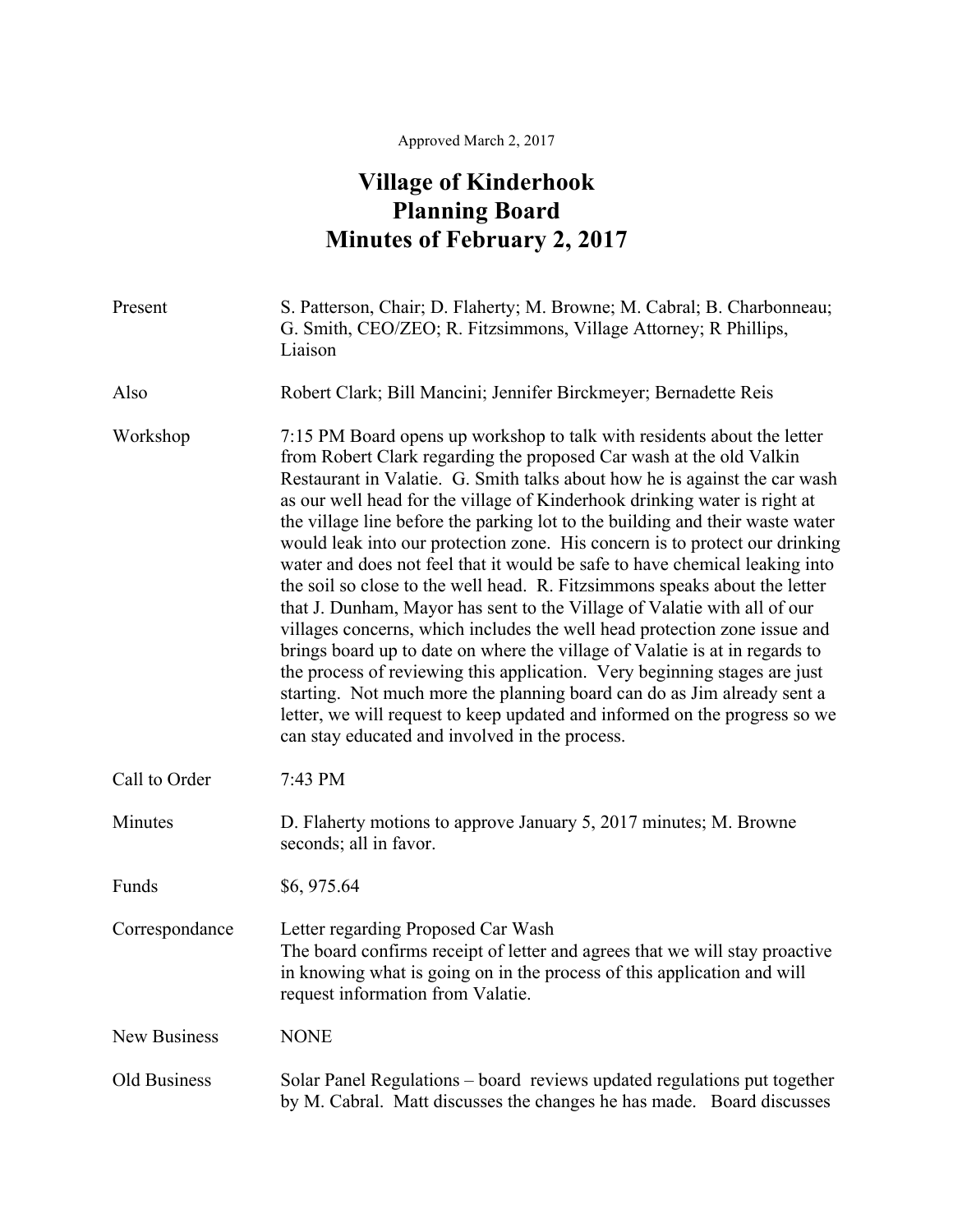Approved March 2, 2017

# Village of Kinderhook
# Planning Board
# Minutes of February 2, 2017

| | |
|---|---|
| Present | S. Patterson, Chair; D. Flaherty; M. Browne; M. Cabral; B. Charbonneau; G. Smith, CEO/ZEO; R. Fitzsimmons, Village Attorney; R Phillips, Liaison |
| Also | Robert Clark; Bill Mancini; Jennifer Birckmeyer; Bernadette Reis |
| Workshop | 7:15 PM Board opens up workshop to talk with residents about the letter from Robert Clark regarding the proposed Car wash at the old Valkin Restaurant in Valatie. G. Smith talks about how he is against the car wash as our well head for the village of Kinderhook drinking water is right at the village line before the parking lot to the building and their waste water would leak into our protection zone. His concern is to protect our drinking water and does not feel that it would be safe to have chemical leaking into the soil so close to the well head. R. Fitzsimmons speaks about the letter that J. Dunham, Mayor has sent to the Village of Valatie with all of our villages concerns, which includes the well head protection zone issue and brings board up to date on where the village of Valatie is at in regards to the process of reviewing this application. Very beginning stages are just starting. Not much more the planning board can do as Jim already sent a letter, we will request to keep updated and informed on the progress so we can stay educated and involved in the process. |
| Call to Order | 7:43 PM |
| Minutes | D. Flaherty motions to approve January 5, 2017 minutes; M. Browne seconds; all in favor. |
| Funds | $6, 975.64 |
| Correspondance | Letter regarding Proposed Car Wash<br>The board confirms receipt of letter and agrees that we will stay proactive in knowing what is going on in the process of this application and will request information from Valatie. |
| New Business | NONE |
| Old Business | Solar Panel Regulations – board reviews updated regulations put together by M. Cabral. Matt discusses the changes he has made. Board discusses |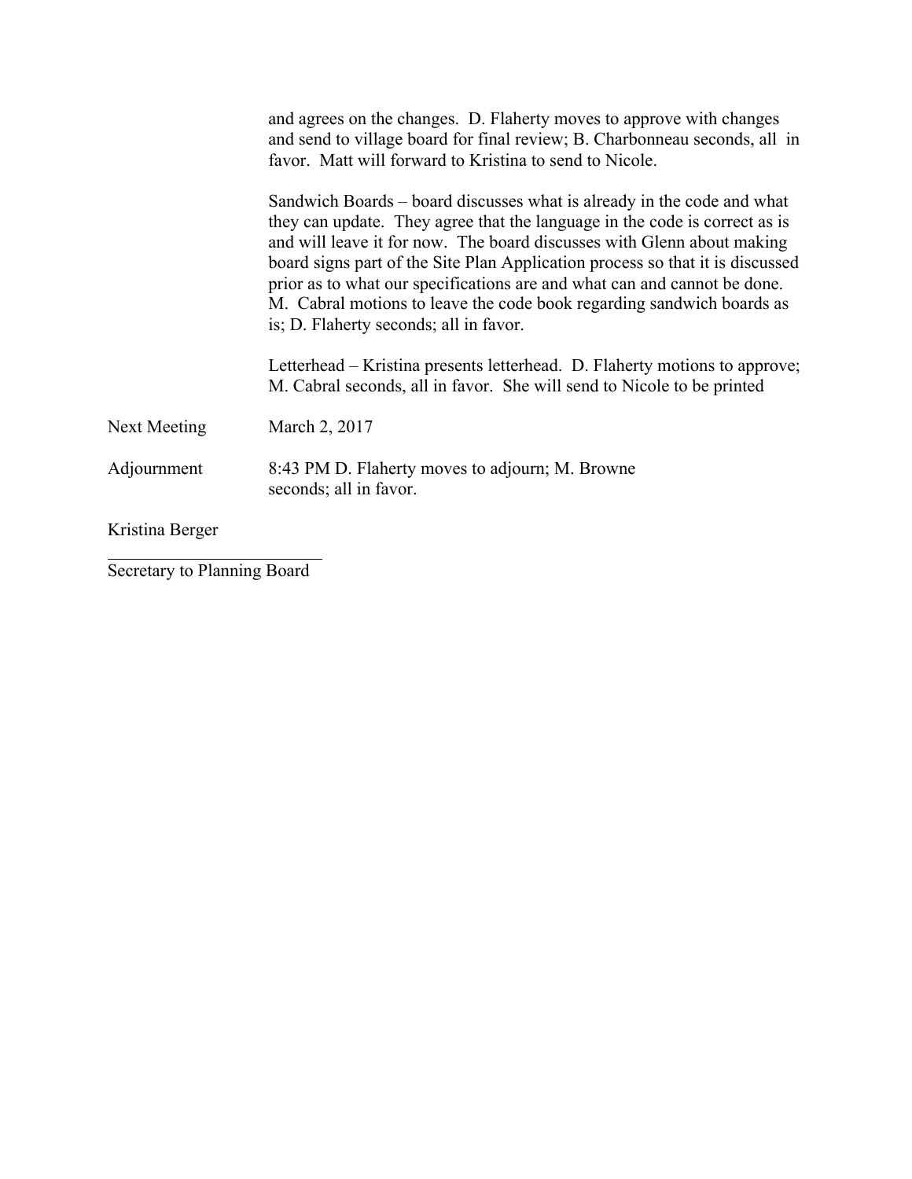and agrees on the changes. D. Flaherty moves to approve with changes and send to village board for final review; B. Charbonneau seconds, all in favor. Matt will forward to Kristina to send to Nicole.

Sandwich Boards – board discusses what is already in the code and what they can update. They agree that the language in the code is correct as is and will leave it for now. The board discusses with Glenn about making board signs part of the Site Plan Application process so that it is discussed prior as to what our specifications are and what can and cannot be done. M. Cabral motions to leave the code book regarding sandwich boards as is; D. Flaherty seconds; all in favor.

Letterhead – Kristina presents letterhead. D. Flaherty motions to approve; M. Cabral seconds, all in favor. She will send to Nicole to be printed

| | |
|---|---|
| Next Meeting | March 2, 2017 |
| Adjournment | 8:43 PM D. Flaherty moves to adjourn; M. Browne seconds; all in favor. |

Kristina Berger

Secretary to Planning Board